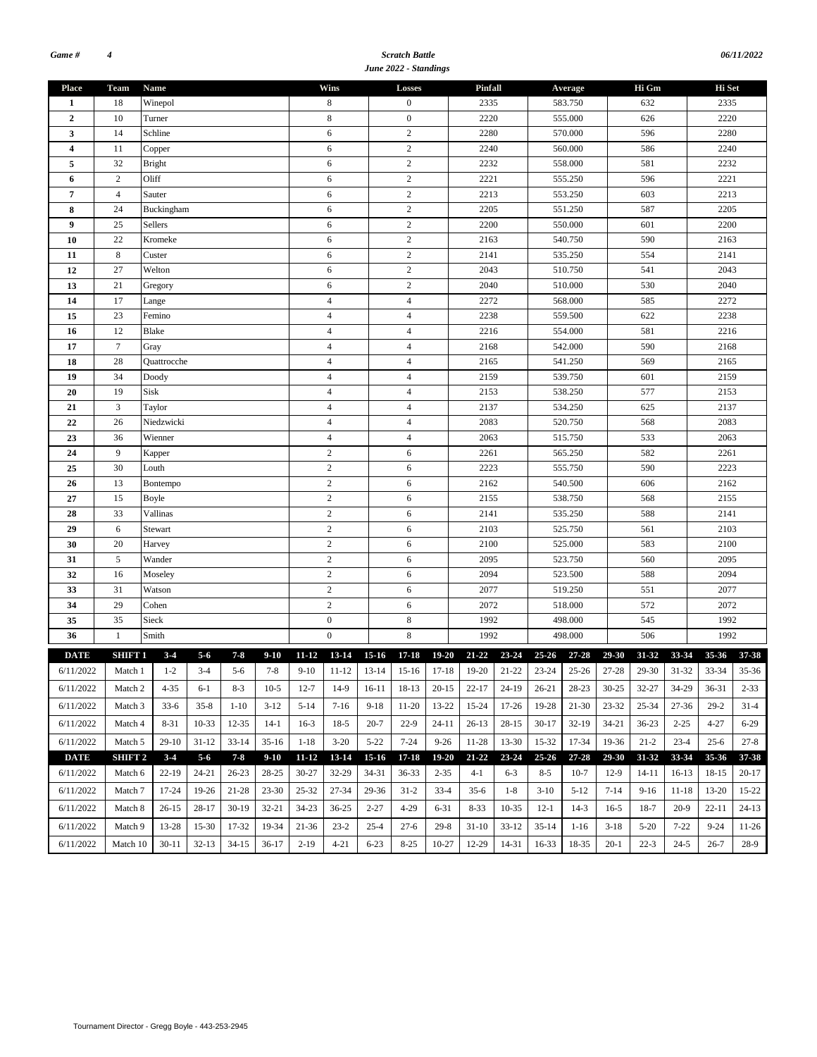Game # 4

**Scratch Battle**

***June 2022 - Standings***

06/11/2022

| Place | Team | Name | Wins | Losses | Pinfall | Average | Hi Gm | Hi Set |
|---|---|---|---|---|---|---|---|---|
| 1 | 18 | Winepol | 8 | 0 | 2335 | 583.750 | 632 | 2335 |
| 2 | 10 | Turner | 8 | 0 | 2220 | 555.000 | 626 | 2220 |
| 3 | 14 | Schline | 6 | 2 | 2280 | 570.000 | 596 | 2280 |
| 4 | 11 | Copper | 6 | 2 | 2240 | 560.000 | 586 | 2240 |
| 5 | 32 | Bright | 6 | 2 | 2232 | 558.000 | 581 | 2232 |
| 6 | 2 | Oliff | 6 | 2 | 2221 | 555.250 | 596 | 2221 |
| 7 | 4 | Sauter | 6 | 2 | 2213 | 553.250 | 603 | 2213 |
| 8 | 24 | Buckingham | 6 | 2 | 2205 | 551.250 | 587 | 2205 |
| 9 | 25 | Sellers | 6 | 2 | 2200 | 550.000 | 601 | 2200 |
| 10 | 22 | Kromeke | 6 | 2 | 2163 | 540.750 | 590 | 2163 |
| 11 | 8 | Custer | 6 | 2 | 2141 | 535.250 | 554 | 2141 |
| 12 | 27 | Welton | 6 | 2 | 2043 | 510.750 | 541 | 2043 |
| 13 | 21 | Gregory | 6 | 2 | 2040 | 510.000 | 530 | 2040 |
| 14 | 17 | Lange | 4 | 4 | 2272 | 568.000 | 585 | 2272 |
| 15 | 23 | Femino | 4 | 4 | 2238 | 559.500 | 622 | 2238 |
| 16 | 12 | Blake | 4 | 4 | 2216 | 554.000 | 581 | 2216 |
| 17 | 7 | Gray | 4 | 4 | 2168 | 542.000 | 590 | 2168 |
| 18 | 28 | Quattrocche | 4 | 4 | 2165 | 541.250 | 569 | 2165 |
| 19 | 34 | Doody | 4 | 4 | 2159 | 539.750 | 601 | 2159 |
| 20 | 19 | Sisk | 4 | 4 | 2153 | 538.250 | 577 | 2153 |
| 21 | 3 | Taylor | 4 | 4 | 2137 | 534.250 | 625 | 2137 |
| 22 | 26 | Niedzwicki | 4 | 4 | 2083 | 520.750 | 568 | 2083 |
| 23 | 36 | Wienner | 4 | 4 | 2063 | 515.750 | 533 | 2063 |
| 24 | 9 | Kapper | 2 | 6 | 2261 | 565.250 | 582 | 2261 |
| 25 | 30 | Louth | 2 | 6 | 2223 | 555.750 | 590 | 2223 |
| 26 | 13 | Bontempo | 2 | 6 | 2162 | 540.500 | 606 | 2162 |
| 27 | 15 | Boyle | 2 | 6 | 2155 | 538.750 | 568 | 2155 |
| 28 | 33 | Vallinas | 2 | 6 | 2141 | 535.250 | 588 | 2141 |
| 29 | 6 | Stewart | 2 | 6 | 2103 | 525.750 | 561 | 2103 |
| 30 | 20 | Harvey | 2 | 6 | 2100 | 525.000 | 583 | 2100 |
| 31 | 5 | Wander | 2 | 6 | 2095 | 523.750 | 560 | 2095 |
| 32 | 16 | Moseley | 2 | 6 | 2094 | 523.500 | 588 | 2094 |
| 33 | 31 | Watson | 2 | 6 | 2077 | 519.250 | 551 | 2077 |
| 34 | 29 | Cohen | 2 | 6 | 2072 | 518.000 | 572 | 2072 |
| 35 | 35 | Sieck | 0 | 8 | 1992 | 498.000 | 545 | 1992 |
| 36 | 1 | Smith | 0 | 8 | 1992 | 498.000 | 506 | 1992 |

| DATE | SHIFT 1 | 3-4 | 5-6 | 7-8 | 9-10 | 11-12 | 13-14 | 15-16 | 17-18 | 19-20 | 21-22 | 23-24 | 25-26 | 27-28 | 29-30 | 31-32 | 33-34 | 35-36 | 37-38 |
|---|---|---|---|---|---|---|---|---|---|---|---|---|---|---|---|---|---|---|---|
| 6/11/2022 | Match 1 | 1-2 | 3-4 | 5-6 | 7-8 | 9-10 | 11-12 | 13-14 | 15-16 | 17-18 | 19-20 | 21-22 | 23-24 | 25-26 | 27-28 | 29-30 | 31-32 | 33-34 | 35-36 |
| 6/11/2022 | Match 2 | 4-35 | 6-1 | 8-3 | 10-5 | 12-7 | 14-9 | 16-11 | 18-13 | 20-15 | 22-17 | 24-19 | 26-21 | 28-23 | 30-25 | 32-27 | 34-29 | 36-31 | 2-33 |
| 6/11/2022 | Match 3 | 33-6 | 35-8 | 1-10 | 3-12 | 5-14 | 7-16 | 9-18 | 11-20 | 13-22 | 15-24 | 17-26 | 19-28 | 21-30 | 23-32 | 25-34 | 27-36 | 29-2 | 31-4 |
| 6/11/2022 | Match 4 | 8-31 | 10-33 | 12-35 | 14-1 | 16-3 | 18-5 | 20-7 | 22-9 | 24-11 | 26-13 | 28-15 | 30-17 | 32-19 | 34-21 | 36-23 | 2-25 | 4-27 | 6-29 |
| 6/11/2022 | Match 5 | 29-10 | 31-12 | 33-14 | 35-16 | 1-18 | 3-20 | 5-22 | 7-24 | 9-26 | 11-28 | 13-30 | 15-32 | 17-34 | 19-36 | 21-2 | 23-4 | 25-6 | 27-8 |
| **DATE** | **SHIFT 2** | **3-4** | **5-6** | **7-8** | **9-10** | **11-12** | **13-14** | **15-16** | **17-18** | **19-20** | **21-22** | **23-24** | **25-26** | **27-28** | **29-30** | **31-32** | **33-34** | **35-36** | **37-38** |
| 6/11/2022 | Match 6 | 22-19 | 24-21 | 26-23 | 28-25 | 30-27 | 32-29 | 34-31 | 36-33 | 2-35 | 4-1 | 6-3 | 8-5 | 10-7 | 12-9 | 14-11 | 16-13 | 18-15 | 20-17 |
| 6/11/2022 | Match 7 | 17-24 | 19-26 | 21-28 | 23-30 | 25-32 | 27-34 | 29-36 | 31-2 | 33-4 | 35-6 | 1-8 | 3-10 | 5-12 | 7-14 | 9-16 | 11-18 | 13-20 | 15-22 |
| 6/11/2022 | Match 8 | 26-15 | 28-17 | 30-19 | 32-21 | 34-23 | 36-25 | 2-27 | 4-29 | 6-31 | 8-33 | 10-35 | 12-1 | 14-3 | 16-5 | 18-7 | 20-9 | 22-11 | 24-13 |
| 6/11/2022 | Match 9 | 13-28 | 15-30 | 17-32 | 19-34 | 21-36 | 23-2 | 25-4 | 27-6 | 29-8 | 31-10 | 33-12 | 35-14 | 1-16 | 3-18 | 5-20 | 7-22 | 9-24 | 11-26 |
| 6/11/2022 | Match 10 | 30-11 | 32-13 | 34-15 | 36-17 | 2-19 | 4-21 | 6-23 | 8-25 | 10-27 | 12-29 | 14-31 | 16-33 | 18-35 | 20-1 | 22-3 | 24-5 | 26-7 | 28-9 |

Tournament Director - Gregg Boyle - 443-253-2945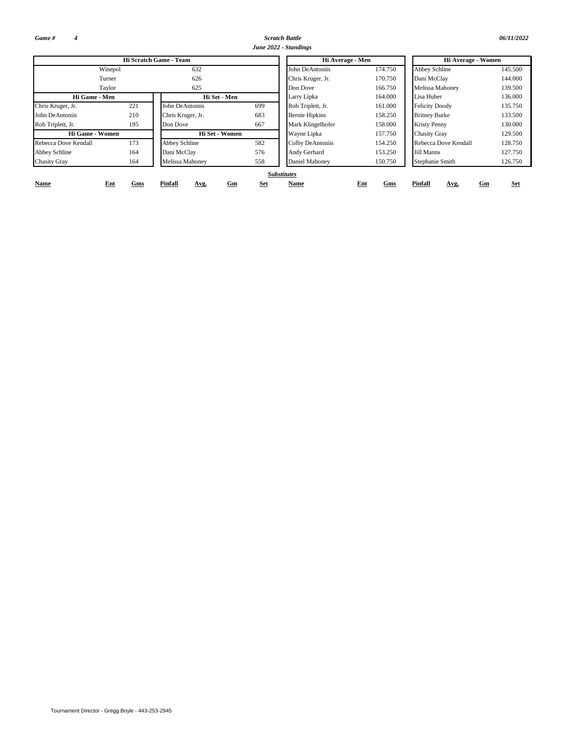*Game #* *4*

*Scratch Battle*

*June 2022 - Standings*

*06/11/2022*

| Hi Scratch Game - Team | |
|---|---|
| Winepol | 632 |
| Turner | 626 |
| Taylor | 625 |

| Hi Game - Men | |
|---|---|
| Chris Kruger, Jr. | 221 |
| John DeAntoniis | 210 |
| Rob Triplett, Jr. | 195 |

| Hi Set - Men | |
|---|---|
| John DeAntoniis | 699 |
| Chris Kruger, Jr. | 683 |
| Don Dove | 667 |

| Hi Game - Women | |
|---|---|
| Rebecca Dove Kendall | 173 |
| Abbey Schline | 164 |
| Chasity Gray | 164 |

| Hi Set - Women | |
|---|---|
| Abbey Schline | 582 |
| Dani McClay | 576 |
| Melissa Mahoney | 558 |

| Hi Average - Men | |
|---|---|
| John DeAntoniis | 174.750 |
| Chris Kruger, Jr. | 170.750 |
| Don Dove | 166.750 |
| Larry Lipka | 164.000 |
| Rob Triplett, Jr. | 161.000 |
| Bernie Hipkins | 158.250 |
| Mark Klingelhofer | 158.000 |
| Wayne Lipka | 157.750 |
| Colby DeAntoniis | 154.250 |
| Andy Gerhard | 153.250 |
| Daniel Mahoney | 150.750 |

| Hi Average - Women | |
|---|---|
| Abbey Schline | 145.500 |
| Dani McClay | 144.000 |
| Melissa Mahoney | 139.500 |
| Lisa Huber | 136.000 |
| Felicity Doody | 135.750 |
| Britney Burke | 133.500 |
| Kristy Penny | 130.000 |
| Chasity Gray | 129.500 |
| Rebecca Dove Kendall | 128.750 |
| Jill Manns | 127.750 |
| Stephanie Smith | 126.750 |

***Substitutes***

| Name | Ent | Gms | Pinfall | Avg. | Gm | Set | Name | Ent | Gms | Pinfall | Avg. | Gm | Set |
|---|---|---|---|---|---|---|---|---|---|---|---|---|---|

Tournament Director - Gregg Boyle - 443-253-2945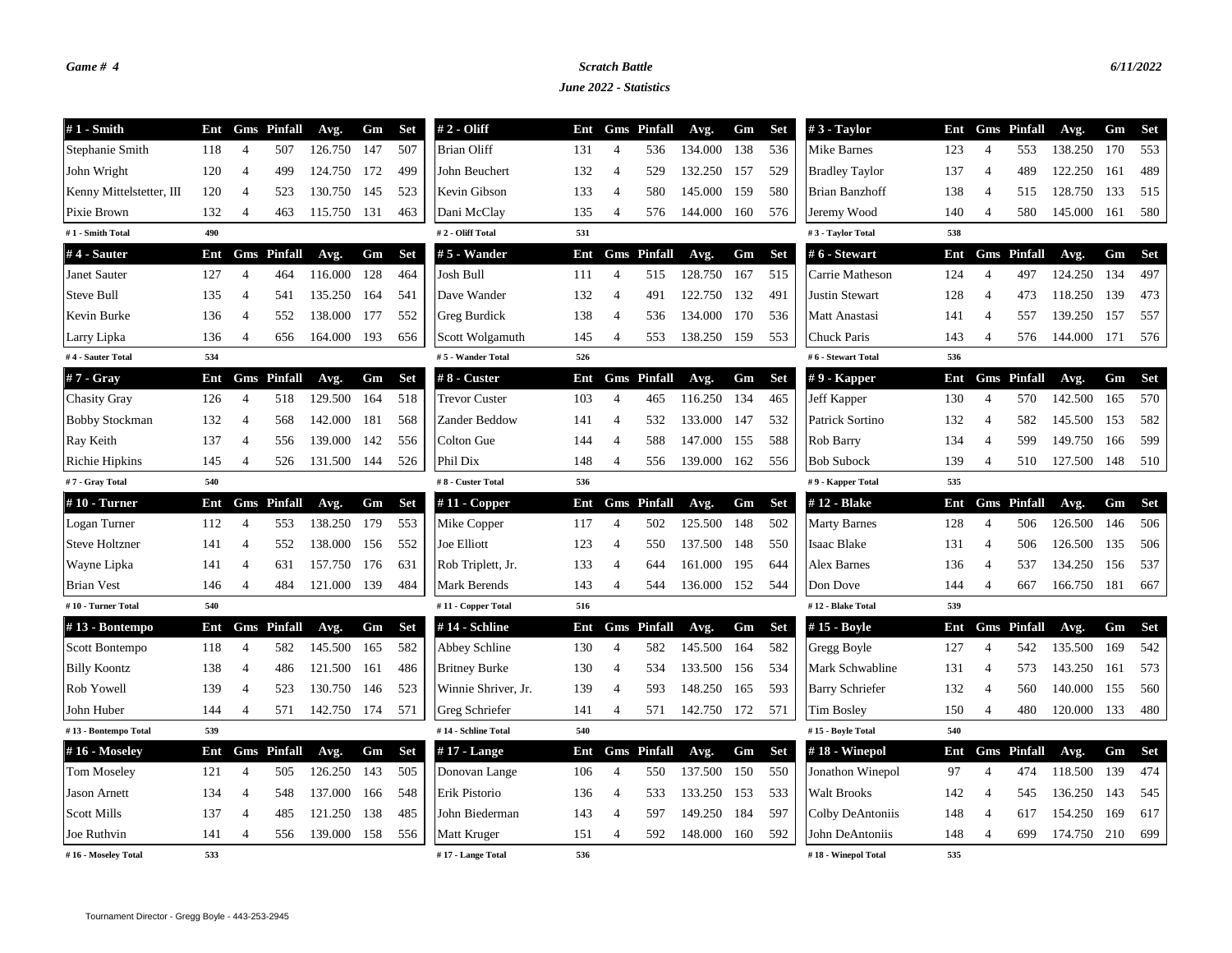*Game # 4* *Scratch Battle* *6/11/2022*

*June 2022 - Statistics*

| # 1 - Smith | Ent | Gms | Pinfall | Avg. | Gm | Set |
|---|---|---|---|---|---|---|
| Stephanie Smith | 118 | 4 | 507 | 126.750 | 147 | 507 |
| John Wright | 120 | 4 | 499 | 124.750 | 172 | 499 |
| Kenny Mittelstetter, III | 120 | 4 | 523 | 130.750 | 145 | 523 |
| Pixie Brown | 132 | 4 | 463 | 115.750 | 131 | 463 |
| # 1 - Smith Total | 490 | | | | | |

| # 2 - Oliff | Ent | Gms | Pinfall | Avg. | Gm | Set |
|---|---|---|---|---|---|---|
| Brian Oliff | 131 | 4 | 536 | 134.000 | 138 | 536 |
| John Beuchert | 132 | 4 | 529 | 132.250 | 157 | 529 |
| Kevin Gibson | 133 | 4 | 580 | 145.000 | 159 | 580 |
| Dani McClay | 135 | 4 | 576 | 144.000 | 160 | 576 |
| # 2 - Oliff Total | 531 | | | | | |

| # 3 - Taylor | Ent | Gms | Pinfall | Avg. | Gm | Set |
|---|---|---|---|---|---|---|
| Mike Barnes | 123 | 4 | 553 | 138.250 | 170 | 553 |
| Bradley Taylor | 137 | 4 | 489 | 122.250 | 161 | 489 |
| Brian Banzhoff | 138 | 4 | 515 | 128.750 | 133 | 515 |
| Jeremy Wood | 140 | 4 | 580 | 145.000 | 161 | 580 |
| # 3 - Taylor Total | 538 | | | | | |

| # 4 - Sauter | Ent | Gms | Pinfall | Avg. | Gm | Set |
|---|---|---|---|---|---|---|
| Janet Sauter | 127 | 4 | 464 | 116.000 | 128 | 464 |
| Steve Bull | 135 | 4 | 541 | 135.250 | 164 | 541 |
| Kevin Burke | 136 | 4 | 552 | 138.000 | 177 | 552 |
| Larry Lipka | 136 | 4 | 656 | 164.000 | 193 | 656 |
| # 4 - Sauter Total | 534 | | | | | |

| # 5 - Wander | Ent | Gms | Pinfall | Avg. | Gm | Set |
|---|---|---|---|---|---|---|
| Josh Bull | 111 | 4 | 515 | 128.750 | 167 | 515 |
| Dave Wander | 132 | 4 | 491 | 122.750 | 132 | 491 |
| Greg Burdick | 138 | 4 | 536 | 134.000 | 170 | 536 |
| Scott Wolgamuth | 145 | 4 | 553 | 138.250 | 159 | 553 |
| # 5 - Wander Total | 526 | | | | | |

| # 6 - Stewart | Ent | Gms | Pinfall | Avg. | Gm | Set |
|---|---|---|---|---|---|---|
| Carrie Matheson | 124 | 4 | 497 | 124.250 | 134 | 497 |
| Justin Stewart | 128 | 4 | 473 | 118.250 | 139 | 473 |
| Matt Anastasi | 141 | 4 | 557 | 139.250 | 157 | 557 |
| Chuck Paris | 143 | 4 | 576 | 144.000 | 171 | 576 |
| # 6 - Stewart Total | 536 | | | | | |

| # 7 - Gray | Ent | Gms | Pinfall | Avg. | Gm | Set |
|---|---|---|---|---|---|---|
| Chasity Gray | 126 | 4 | 518 | 129.500 | 164 | 518 |
| Bobby Stockman | 132 | 4 | 568 | 142.000 | 181 | 568 |
| Ray Keith | 137 | 4 | 556 | 139.000 | 142 | 556 |
| Richie Hipkins | 145 | 4 | 526 | 131.500 | 144 | 526 |
| # 7 - Gray Total | 540 | | | | | |

| # 8 - Custer | Ent | Gms | Pinfall | Avg. | Gm | Set |
|---|---|---|---|---|---|---|
| Trevor Custer | 103 | 4 | 465 | 116.250 | 134 | 465 |
| Zander Beddow | 141 | 4 | 532 | 133.000 | 147 | 532 |
| Colton Gue | 144 | 4 | 588 | 147.000 | 155 | 588 |
| Phil Dix | 148 | 4 | 556 | 139.000 | 162 | 556 |
| # 8 - Custer Total | 536 | | | | | |

| # 9 - Kapper | Ent | Gms | Pinfall | Avg. | Gm | Set |
|---|---|---|---|---|---|---|
| Jeff Kapper | 130 | 4 | 570 | 142.500 | 165 | 570 |
| Patrick Sortino | 132 | 4 | 582 | 145.500 | 153 | 582 |
| Rob Barry | 134 | 4 | 599 | 149.750 | 166 | 599 |
| Bob Subock | 139 | 4 | 510 | 127.500 | 148 | 510 |
| # 9 - Kapper Total | 535 | | | | | |

| # 10 - Turner | Ent | Gms | Pinfall | Avg. | Gm | Set |
|---|---|---|---|---|---|---|
| Logan Turner | 112 | 4 | 553 | 138.250 | 179 | 553 |
| Steve Holtzner | 141 | 4 | 552 | 138.000 | 156 | 552 |
| Wayne Lipka | 141 | 4 | 631 | 157.750 | 176 | 631 |
| Brian Vest | 146 | 4 | 484 | 121.000 | 139 | 484 |
| # 10 - Turner Total | 540 | | | | | |

| # 11 - Copper | Ent | Gms | Pinfall | Avg. | Gm | Set |
|---|---|---|---|---|---|---|
| Mike Copper | 117 | 4 | 502 | 125.500 | 148 | 502 |
| Joe Elliott | 123 | 4 | 550 | 137.500 | 148 | 550 |
| Rob Triplett, Jr. | 133 | 4 | 644 | 161.000 | 195 | 644 |
| Mark Berends | 143 | 4 | 544 | 136.000 | 152 | 544 |
| # 11 - Copper Total | 516 | | | | | |

| # 12 - Blake | Ent | Gms | Pinfall | Avg. | Gm | Set |
|---|---|---|---|---|---|---|
| Marty Barnes | 128 | 4 | 506 | 126.500 | 146 | 506 |
| Isaac Blake | 131 | 4 | 506 | 126.500 | 135 | 506 |
| Alex Barnes | 136 | 4 | 537 | 134.250 | 156 | 537 |
| Don Dove | 144 | 4 | 667 | 166.750 | 181 | 667 |
| # 12 - Blake Total | 539 | | | | | |

| # 13 - Bontempo | Ent | Gms | Pinfall | Avg. | Gm | Set |
|---|---|---|---|---|---|---|
| Scott Bontempo | 118 | 4 | 582 | 145.500 | 165 | 582 |
| Billy Koontz | 138 | 4 | 486 | 121.500 | 161 | 486 |
| Rob Yowell | 139 | 4 | 523 | 130.750 | 146 | 523 |
| John Huber | 144 | 4 | 571 | 142.750 | 174 | 571 |
| # 13 - Bontempo Total | 539 | | | | | |

| # 14 - Schline | Ent | Gms | Pinfall | Avg. | Gm | Set |
|---|---|---|---|---|---|---|
| Abbey Schline | 130 | 4 | 582 | 145.500 | 164 | 582 |
| Britney Burke | 130 | 4 | 534 | 133.500 | 156 | 534 |
| Winnie Shriver, Jr. | 139 | 4 | 593 | 148.250 | 165 | 593 |
| Greg Schriefer | 141 | 4 | 571 | 142.750 | 172 | 571 |
| # 14 - Schline Total | 540 | | | | | |

| # 15 - Boyle | Ent | Gms | Pinfall | Avg. | Gm | Set |
|---|---|---|---|---|---|---|
| Gregg Boyle | 127 | 4 | 542 | 135.500 | 169 | 542 |
| Mark Schwabline | 131 | 4 | 573 | 143.250 | 161 | 573 |
| Barry Schriefer | 132 | 4 | 560 | 140.000 | 155 | 560 |
| Tim Bosley | 150 | 4 | 480 | 120.000 | 133 | 480 |
| # 15 - Boyle Total | 540 | | | | | |

| # 16 - Moseley | Ent | Gms | Pinfall | Avg. | Gm | Set |
|---|---|---|---|---|---|---|
| Tom Moseley | 121 | 4 | 505 | 126.250 | 143 | 505 |
| Jason Arnett | 134 | 4 | 548 | 137.000 | 166 | 548 |
| Scott Mills | 137 | 4 | 485 | 121.250 | 138 | 485 |
| Joe Ruthvin | 141 | 4 | 556 | 139.000 | 158 | 556 |
| # 16 - Moseley Total | 533 | | | | | |

| # 17 - Lange | Ent | Gms | Pinfall | Avg. | Gm | Set |
|---|---|---|---|---|---|---|
| Donovan Lange | 106 | 4 | 550 | 137.500 | 150 | 550 |
| Erik Pistorio | 136 | 4 | 533 | 133.250 | 153 | 533 |
| John Biederman | 143 | 4 | 597 | 149.250 | 184 | 597 |
| Matt Kruger | 151 | 4 | 592 | 148.000 | 160 | 592 |
| # 17 - Lange Total | 536 | | | | | |

| # 18 - Winepol | Ent | Gms | Pinfall | Avg. | Gm | Set |
|---|---|---|---|---|---|---|
| Jonathon Winepol | 97 | 4 | 474 | 118.500 | 139 | 474 |
| Walt Brooks | 142 | 4 | 545 | 136.250 | 143 | 545 |
| Colby DeAntoniis | 148 | 4 | 617 | 154.250 | 169 | 617 |
| John DeAntoniis | 148 | 4 | 699 | 174.750 | 210 | 699 |
| # 18 - Winepol Total | 535 | | | | | |

Tournament Director - Gregg Boyle - 443-253-2945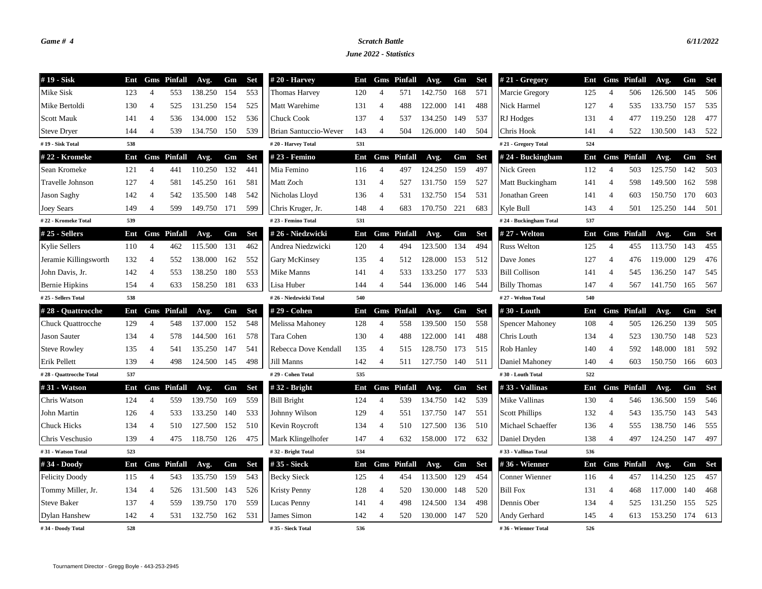*Game # 4*

***Scratch Battle***

***June 2022 - Statistics***

*6/11/2022*

| # 19 - Sisk | Ent | Gms | Pinfall | Avg. | Gm | Set |
|---|---|---|---|---|---|---|
| Mike Sisk | 123 | 4 | 553 | 138.250 | 154 | 553 |
| Mike Bertoldi | 130 | 4 | 525 | 131.250 | 154 | 525 |
| Scott Mauk | 141 | 4 | 536 | 134.000 | 152 | 536 |
| Steve Dryer | 144 | 4 | 539 | 134.750 | 150 | 539 |
| # 19 - Sisk Total | 538 | | | | | |

| # 20 - Harvey | Ent | Gms | Pinfall | Avg. | Gm | Set |
|---|---|---|---|---|---|---|
| Thomas Harvey | 120 | 4 | 571 | 142.750 | 168 | 571 |
| Matt Warehime | 131 | 4 | 488 | 122.000 | 141 | 488 |
| Chuck Cook | 137 | 4 | 537 | 134.250 | 149 | 537 |
| Brian Santuccio-Wever | 143 | 4 | 504 | 126.000 | 140 | 504 |
| # 20 - Harvey Total | 531 | | | | | |

| # 21 - Gregory | Ent | Gms | Pinfall | Avg. | Gm | Set |
|---|---|---|---|---|---|---|
| Marcie Gregory | 125 | 4 | 506 | 126.500 | 145 | 506 |
| Nick Harmel | 127 | 4 | 535 | 133.750 | 157 | 535 |
| RJ Hodges | 131 | 4 | 477 | 119.250 | 128 | 477 |
| Chris Hook | 141 | 4 | 522 | 130.500 | 143 | 522 |
| # 21 - Gregory Total | 524 | | | | | |

| # 22 - Kromeke | Ent | Gms | Pinfall | Avg. | Gm | Set |
|---|---|---|---|---|---|---|
| Sean Kromeke | 121 | 4 | 441 | 110.250 | 132 | 441 |
| Travelle Johnson | 127 | 4 | 581 | 145.250 | 161 | 581 |
| Jason Saghy | 142 | 4 | 542 | 135.500 | 148 | 542 |
| Joey Sears | 149 | 4 | 599 | 149.750 | 171 | 599 |
| # 22 - Kromeke Total | 539 | | | | | |

| # 23 - Femino | Ent | Gms | Pinfall | Avg. | Gm | Set |
|---|---|---|---|---|---|---|
| Mia Femino | 116 | 4 | 497 | 124.250 | 159 | 497 |
| Matt Zoch | 131 | 4 | 527 | 131.750 | 159 | 527 |
| Nicholas Lloyd | 136 | 4 | 531 | 132.750 | 154 | 531 |
| Chris Kruger, Jr. | 148 | 4 | 683 | 170.750 | 221 | 683 |
| # 23 - Femino Total | 531 | | | | | |

| # 24 - Buckingham | Ent | Gms | Pinfall | Avg. | Gm | Set |
|---|---|---|---|---|---|---|
| Nick Green | 112 | 4 | 503 | 125.750 | 142 | 503 |
| Matt Buckingham | 141 | 4 | 598 | 149.500 | 162 | 598 |
| Jonathan Green | 141 | 4 | 603 | 150.750 | 170 | 603 |
| Kyle Bull | 143 | 4 | 501 | 125.250 | 144 | 501 |
| # 24 - Buckingham Total | 537 | | | | | |

| # 25 - Sellers | Ent | Gms | Pinfall | Avg. | Gm | Set |
|---|---|---|---|---|---|---|
| Kylie Sellers | 110 | 4 | 462 | 115.500 | 131 | 462 |
| Jeramie Killingsworth | 132 | 4 | 552 | 138.000 | 162 | 552 |
| John Davis, Jr. | 142 | 4 | 553 | 138.250 | 180 | 553 |
| Bernie Hipkins | 154 | 4 | 633 | 158.250 | 181 | 633 |
| # 25 - Sellers Total | 538 | | | | | |

| # 26 - Niedzwicki | Ent | Gms | Pinfall | Avg. | Gm | Set |
|---|---|---|---|---|---|---|
| Andrea Niedzwicki | 120 | 4 | 494 | 123.500 | 134 | 494 |
| Gary McKinsey | 135 | 4 | 512 | 128.000 | 153 | 512 |
| Mike Manns | 141 | 4 | 533 | 133.250 | 177 | 533 |
| Lisa Huber | 144 | 4 | 544 | 136.000 | 146 | 544 |
| # 26 - Niedzwicki Total | 540 | | | | | |

| # 27 - Welton | Ent | Gms | Pinfall | Avg. | Gm | Set |
|---|---|---|---|---|---|---|
| Russ Welton | 125 | 4 | 455 | 113.750 | 143 | 455 |
| Dave Jones | 127 | 4 | 476 | 119.000 | 129 | 476 |
| Bill Collison | 141 | 4 | 545 | 136.250 | 147 | 545 |
| Billy Thomas | 147 | 4 | 567 | 141.750 | 165 | 567 |
| # 27 - Welton Total | 540 | | | | | |

| # 28 - Quattrocche | Ent | Gms | Pinfall | Avg. | Gm | Set |
|---|---|---|---|---|---|---|
| Chuck Quattrocche | 129 | 4 | 548 | 137.000 | 152 | 548 |
| Jason Sauter | 134 | 4 | 578 | 144.500 | 161 | 578 |
| Steve Rowley | 135 | 4 | 541 | 135.250 | 147 | 541 |
| Erik Pellett | 139 | 4 | 498 | 124.500 | 145 | 498 |
| # 28 - Quattrocche Total | 537 | | | | | |

| # 29 - Cohen | Ent | Gms | Pinfall | Avg. | Gm | Set |
|---|---|---|---|---|---|---|
| Melissa Mahoney | 128 | 4 | 558 | 139.500 | 150 | 558 |
| Tara Cohen | 130 | 4 | 488 | 122.000 | 141 | 488 |
| Rebecca Dove Kendall | 135 | 4 | 515 | 128.750 | 173 | 515 |
| Jill Manns | 142 | 4 | 511 | 127.750 | 140 | 511 |
| # 29 - Cohen Total | 535 | | | | | |

| # 30 - Louth | Ent | Gms | Pinfall | Avg. | Gm | Set |
|---|---|---|---|---|---|---|
| Spencer Mahoney | 108 | 4 | 505 | 126.250 | 139 | 505 |
| Chris Louth | 134 | 4 | 523 | 130.750 | 148 | 523 |
| Rob Hanley | 140 | 4 | 592 | 148.000 | 181 | 592 |
| Daniel Mahoney | 140 | 4 | 603 | 150.750 | 166 | 603 |
| # 30 - Louth Total | 522 | | | | | |

| # 31 - Watson | Ent | Gms | Pinfall | Avg. | Gm | Set |
|---|---|---|---|---|---|---|
| Chris Watson | 124 | 4 | 559 | 139.750 | 169 | 559 |
| John Martin | 126 | 4 | 533 | 133.250 | 140 | 533 |
| Chuck Hicks | 134 | 4 | 510 | 127.500 | 152 | 510 |
| Chris Veschusio | 139 | 4 | 475 | 118.750 | 126 | 475 |
| # 31 - Watson Total | 523 | | | | | |

| # 32 - Bright | Ent | Gms | Pinfall | Avg. | Gm | Set |
|---|---|---|---|---|---|---|
| Bill Bright | 124 | 4 | 539 | 134.750 | 142 | 539 |
| Johnny Wilson | 129 | 4 | 551 | 137.750 | 147 | 551 |
| Kevin Roycroft | 134 | 4 | 510 | 127.500 | 136 | 510 |
| Mark Klingelhofer | 147 | 4 | 632 | 158.000 | 172 | 632 |
| # 32 - Bright Total | 534 | | | | | |

| # 33 - Vallinas | Ent | Gms | Pinfall | Avg. | Gm | Set |
|---|---|---|---|---|---|---|
| Mike Vallinas | 130 | 4 | 546 | 136.500 | 159 | 546 |
| Scott Phillips | 132 | 4 | 543 | 135.750 | 143 | 543 |
| Michael Schaeffer | 136 | 4 | 555 | 138.750 | 146 | 555 |
| Daniel Dryden | 138 | 4 | 497 | 124.250 | 147 | 497 |
| # 33 - Vallinas Total | 536 | | | | | |

| # 34 - Doody | Ent | Gms | Pinfall | Avg. | Gm | Set |
|---|---|---|---|---|---|---|
| Felicity Doody | 115 | 4 | 543 | 135.750 | 159 | 543 |
| Tommy Miller, Jr. | 134 | 4 | 526 | 131.500 | 143 | 526 |
| Steve Baker | 137 | 4 | 559 | 139.750 | 170 | 559 |
| Dylan Hanshew | 142 | 4 | 531 | 132.750 | 162 | 531 |
| # 34 - Doody Total | 528 | | | | | |

| # 35 - Sieck | Ent | Gms | Pinfall | Avg. | Gm | Set |
|---|---|---|---|---|---|---|
| Becky Sieck | 125 | 4 | 454 | 113.500 | 129 | 454 |
| Kristy Penny | 128 | 4 | 520 | 130.000 | 148 | 520 |
| Lucas Penny | 141 | 4 | 498 | 124.500 | 134 | 498 |
| James Simon | 142 | 4 | 520 | 130.000 | 147 | 520 |
| # 35 - Sieck Total | 536 | | | | | |

| # 36 - Wienner | Ent | Gms | Pinfall | Avg. | Gm | Set |
|---|---|---|---|---|---|---|
| Conner Wienner | 116 | 4 | 457 | 114.250 | 125 | 457 |
| Bill Fox | 131 | 4 | 468 | 117.000 | 140 | 468 |
| Dennis Ober | 134 | 4 | 525 | 131.250 | 155 | 525 |
| Andy Gerhard | 145 | 4 | 613 | 153.250 | 174 | 613 |
| # 36 - Wienner Total | 526 | | | | | |

Tournament Director - Gregg Boyle - 443-253-2945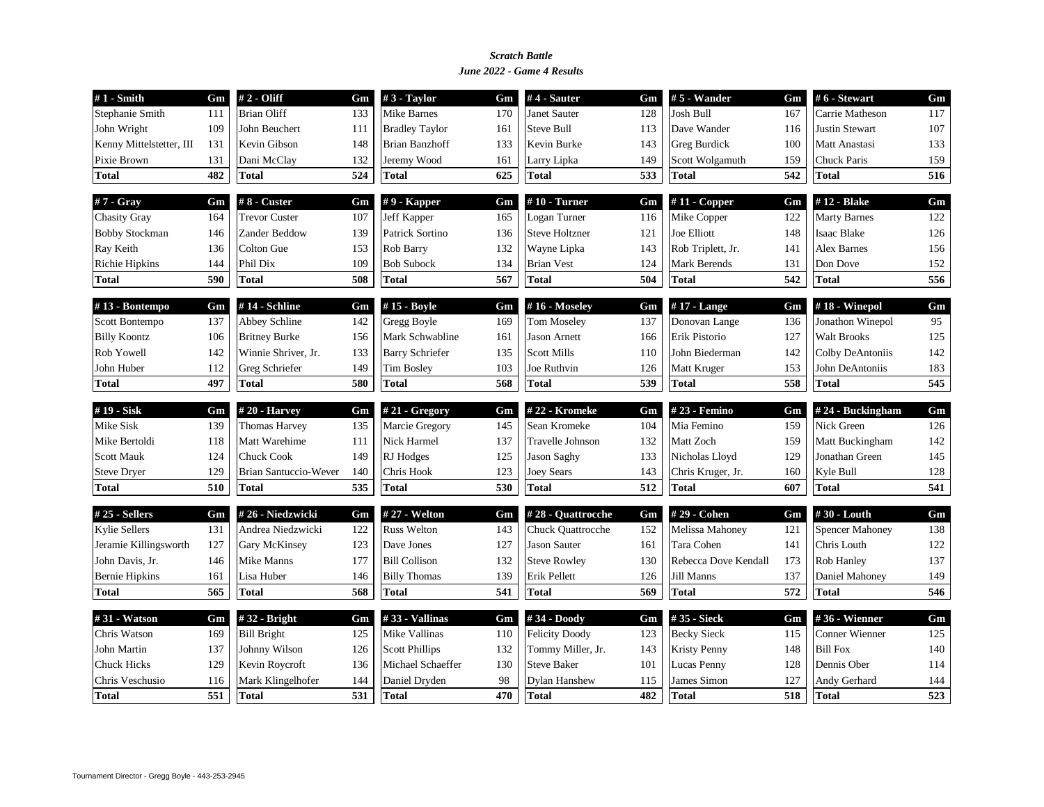***Scratch Battle***

***June 2022 - Game 4 Results***

| # 1 - Smith | Gm |
|---|---|
| Stephanie Smith | 111 |
| John Wright | 109 |
| Kenny Mittelstetter, III | 131 |
| Pixie Brown | 131 |
| **Total** | **482** |

| # 2 - Oliff | Gm |
|---|---|
| Brian Oliff | 133 |
| John Beuchert | 111 |
| Kevin Gibson | 148 |
| Dani McClay | 132 |
| **Total** | **524** |

| # 3 - Taylor | Gm |
|---|---|
| Mike Barnes | 170 |
| Bradley Taylor | 161 |
| Brian Banzhoff | 133 |
| Jeremy Wood | 161 |
| **Total** | **625** |

| # 4 - Sauter | Gm |
|---|---|
| Janet Sauter | 128 |
| Steve Bull | 113 |
| Kevin Burke | 143 |
| Larry Lipka | 149 |
| **Total** | **533** |

| # 5 - Wander | Gm |
|---|---|
| Josh Bull | 167 |
| Dave Wander | 116 |
| Greg Burdick | 100 |
| Scott Wolgamuth | 159 |
| **Total** | **542** |

| # 6 - Stewart | Gm |
|---|---|
| Carrie Matheson | 117 |
| Justin Stewart | 107 |
| Matt Anastasi | 133 |
| Chuck Paris | 159 |
| **Total** | **516** |

| # 7 - Gray | Gm |
|---|---|
| Chasity Gray | 164 |
| Bobby Stockman | 146 |
| Ray Keith | 136 |
| Richie Hipkins | 144 |
| **Total** | **590** |

| # 8 - Custer | Gm |
|---|---|
| Trevor Custer | 107 |
| Zander Beddow | 139 |
| Colton Gue | 153 |
| Phil Dix | 109 |
| **Total** | **508** |

| # 9 - Kapper | Gm |
|---|---|
| Jeff Kapper | 165 |
| Patrick Sortino | 136 |
| Rob Barry | 132 |
| Bob Subock | 134 |
| **Total** | **567** |

| # 10 - Turner | Gm |
|---|---|
| Logan Turner | 116 |
| Steve Holtzner | 121 |
| Wayne Lipka | 143 |
| Brian Vest | 124 |
| **Total** | **504** |

| # 11 - Copper | Gm |
|---|---|
| Mike Copper | 122 |
| Joe Elliott | 148 |
| Rob Triplett, Jr. | 141 |
| Mark Berends | 131 |
| **Total** | **542** |

| # 12 - Blake | Gm |
|---|---|
| Marty Barnes | 122 |
| Isaac Blake | 126 |
| Alex Barnes | 156 |
| Don Dove | 152 |
| **Total** | **556** |

| # 13 - Bontempo | Gm |
|---|---|
| Scott Bontempo | 137 |
| Billy Koontz | 106 |
| Rob Yowell | 142 |
| John Huber | 112 |
| **Total** | **497** |

| # 14 - Schline | Gm |
|---|---|
| Abbey Schline | 142 |
| Britney Burke | 156 |
| Winnie Shriver, Jr. | 133 |
| Greg Schriefer | 149 |
| **Total** | **580** |

| # 15 - Boyle | Gm |
|---|---|
| Gregg Boyle | 169 |
| Mark Schwabline | 161 |
| Barry Schriefer | 135 |
| Tim Bosley | 103 |
| **Total** | **568** |

| # 16 - Moseley | Gm |
|---|---|
| Tom Moseley | 137 |
| Jason Arnett | 166 |
| Scott Mills | 110 |
| Joe Ruthvin | 126 |
| **Total** | **539** |

| # 17 - Lange | Gm |
|---|---|
| Donovan Lange | 136 |
| Erik Pistorio | 127 |
| John Biederman | 142 |
| Matt Kruger | 153 |
| **Total** | **558** |

| # 18 - Winepol | Gm |
|---|---|
| Jonathon Winepol | 95 |
| Walt Brooks | 125 |
| Colby DeAntoniis | 142 |
| John DeAntoniis | 183 |
| **Total** | **545** |

| # 19 - Sisk | Gm |
|---|---|
| Mike Sisk | 139 |
| Mike Bertoldi | 118 |
| Scott Mauk | 124 |
| Steve Dryer | 129 |
| **Total** | **510** |

| # 20 - Harvey | Gm |
|---|---|
| Thomas Harvey | 135 |
| Matt Warehime | 111 |
| Chuck Cook | 149 |
| Brian Santuccio-Wever | 140 |
| **Total** | **535** |

| # 21 - Gregory | Gm |
|---|---|
| Marcie Gregory | 145 |
| Nick Harmel | 137 |
| RJ Hodges | 125 |
| Chris Hook | 123 |
| **Total** | **530** |

| # 22 - Kromeke | Gm |
|---|---|
| Sean Kromeke | 104 |
| Travelle Johnson | 132 |
| Jason Saghy | 133 |
| Joey Sears | 143 |
| **Total** | **512** |

| # 23 - Femino | Gm |
|---|---|
| Mia Femino | 159 |
| Matt Zoch | 159 |
| Nicholas Lloyd | 129 |
| Chris Kruger, Jr. | 160 |
| **Total** | **607** |

| # 24 - Buckingham | Gm |
|---|---|
| Nick Green | 126 |
| Matt Buckingham | 142 |
| Jonathan Green | 145 |
| Kyle Bull | 128 |
| **Total** | **541** |

| # 25 - Sellers | Gm |
|---|---|
| Kylie Sellers | 131 |
| Jeramie Killingsworth | 127 |
| John Davis, Jr. | 146 |
| Bernie Hipkins | 161 |
| **Total** | **565** |

| # 26 - Niedzwicki | Gm |
|---|---|
| Andrea Niedzwicki | 122 |
| Gary McKinsey | 123 |
| Mike Manns | 177 |
| Lisa Huber | 146 |
| **Total** | **568** |

| # 27 - Welton | Gm |
|---|---|
| Russ Welton | 143 |
| Dave Jones | 127 |
| Bill Collison | 132 |
| Billy Thomas | 139 |
| **Total** | **541** |

| # 28 - Quattrocche | Gm |
|---|---|
| Chuck Quattrocche | 152 |
| Jason Sauter | 161 |
| Steve Rowley | 130 |
| Erik Pellett | 126 |
| **Total** | **569** |

| # 29 - Cohen | Gm |
|---|---|
| Melissa Mahoney | 121 |
| Tara Cohen | 141 |
| Rebecca Dove Kendall | 173 |
| Jill Manns | 137 |
| **Total** | **572** |

| # 30 - Louth | Gm |
|---|---|
| Spencer Mahoney | 138 |
| Chris Louth | 122 |
| Rob Hanley | 137 |
| Daniel Mahoney | 149 |
| **Total** | **546** |

| # 31 - Watson | Gm |
|---|---|
| Chris Watson | 169 |
| John Martin | 137 |
| Chuck Hicks | 129 |
| Chris Veschusio | 116 |
| **Total** | **551** |

| # 32 - Bright | Gm |
|---|---|
| Bill Bright | 125 |
| Johnny Wilson | 126 |
| Kevin Roycroft | 136 |
| Mark Klingelhofer | 144 |
| **Total** | **531** |

| # 33 - Vallinas | Gm |
|---|---|
| Mike Vallinas | 110 |
| Scott Phillips | 132 |
| Michael Schaeffer | 130 |
| Daniel Dryden | 98 |
| **Total** | **470** |

| # 34 - Doody | Gm |
|---|---|
| Felicity Doody | 123 |
| Tommy Miller, Jr. | 143 |
| Steve Baker | 101 |
| Dylan Hanshew | 115 |
| **Total** | **482** |

| # 35 - Sieck | Gm |
|---|---|
| Becky Sieck | 115 |
| Kristy Penny | 148 |
| Lucas Penny | 128 |
| James Simon | 127 |
| **Total** | **518** |

| # 36 - Wienner | Gm |
|---|---|
| Conner Wienner | 125 |
| Bill Fox | 140 |
| Dennis Ober | 114 |
| Andy Gerhard | 144 |
| **Total** | **523** |

Tournament Director - Gregg Boyle - 443-253-2945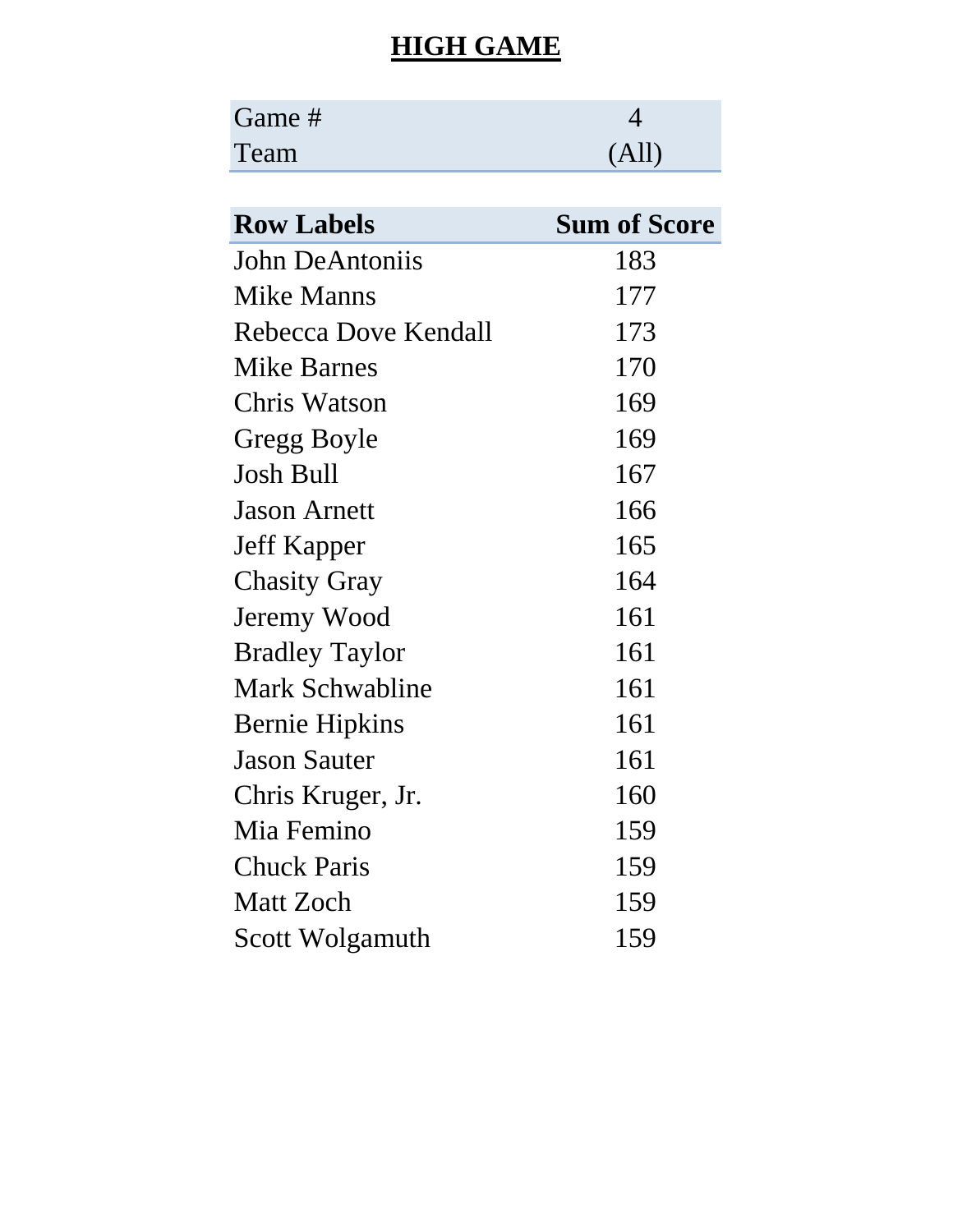# HIGH GAME

| | |
|---|---|
| Game # | 4 |
| Team | (All) |

| Row Labels | Sum of Score |
|---|---|
| John DeAntoniis | 183 |
| Mike Manns | 177 |
| Rebecca Dove Kendall | 173 |
| Mike Barnes | 170 |
| Chris Watson | 169 |
| Gregg Boyle | 169 |
| Josh Bull | 167 |
| Jason Arnett | 166 |
| Jeff Kapper | 165 |
| Chasity Gray | 164 |
| Jeremy Wood | 161 |
| Bradley Taylor | 161 |
| Mark Schwabline | 161 |
| Bernie Hipkins | 161 |
| Jason Sauter | 161 |
| Chris Kruger, Jr. | 160 |
| Mia Femino | 159 |
| Chuck Paris | 159 |
| Matt Zoch | 159 |
| Scott Wolgamuth | 159 |